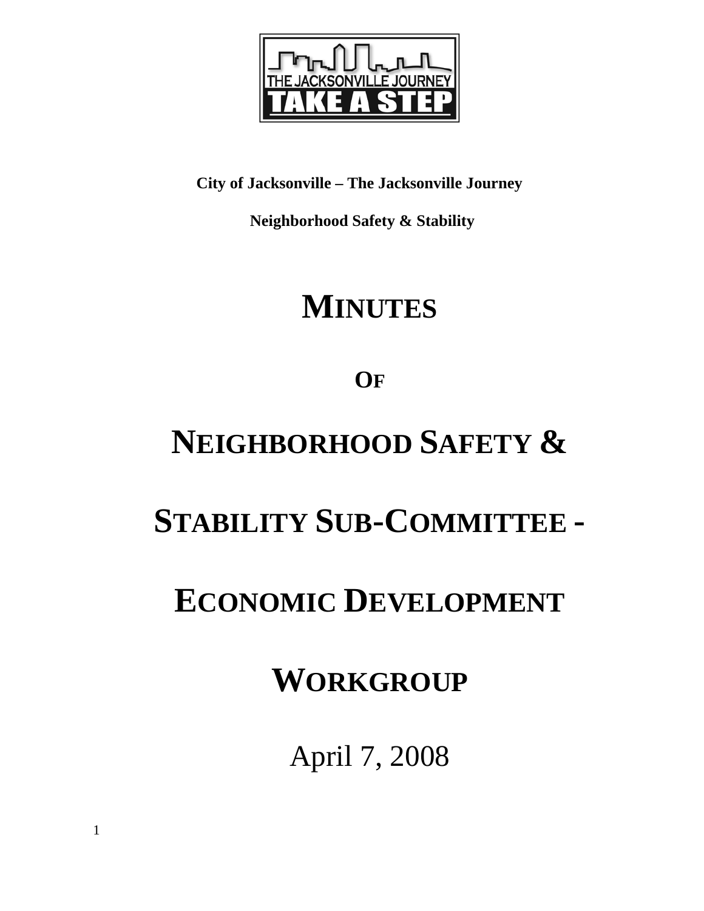**City of Jacksonville – The Jacksonville Journey**

**Neighborhood Safety & Stability**

# MINUTES

# OF

# NEIGHBORHOOD SAFETY & STABILITY SUB-COMMITTEE - ECONOMIC DEVELOPMENT WORKGROUP

April 7, 2008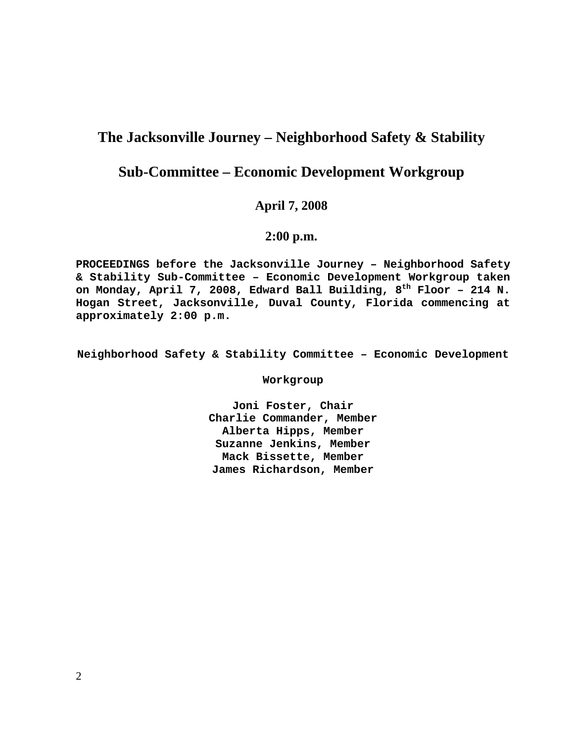# The Jacksonville Journey – Neighborhood Safety & Stability

# Sub-Committee – Economic Development Workgroup

## April 7, 2008

## 2:00 p.m.

**PROCEEDINGS before the Jacksonville Journey – Neighborhood Safety & Stability Sub-Committee – Economic Development Workgroup taken on Monday, April 7, 2008, Edward Ball Building, 8th Floor – 214 N. Hogan Street, Jacksonville, Duval County, Florida commencing at approximately 2:00 p.m.**

**Neighborhood Safety & Stability Committee – Economic Development Workgroup**

**Joni Foster, Chair**
**Charlie Commander, Member**
**Alberta Hipps, Member**
**Suzanne Jenkins, Member**
**Mack Bissette, Member**
**James Richardson, Member**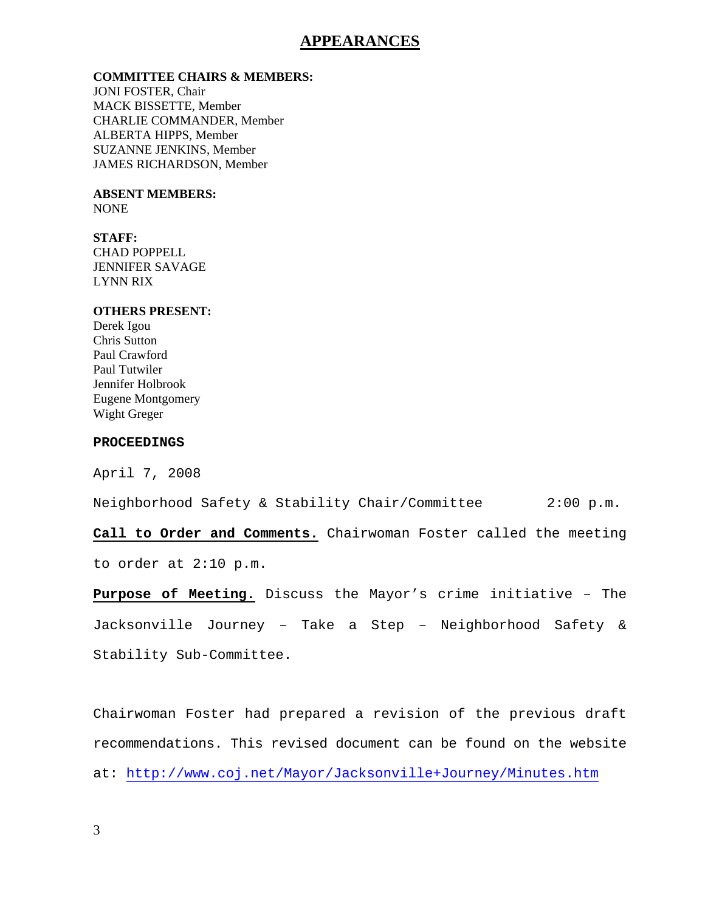# APPEARANCES

**COMMITTEE CHAIRS & MEMBERS:**
JONI FOSTER, Chair
MACK BISSETTE, Member
CHARLIE COMMANDER, Member
ALBERTA HIPPS, Member
SUZANNE JENKINS, Member
JAMES RICHARDSON, Member

**ABSENT MEMBERS:**
NONE

**STAFF:**
CHAD POPPELL
JENNIFER SAVAGE
LYNN RIX

**OTHERS PRESENT:**
Derek Igou
Chris Sutton
Paul Crawford
Paul Tutwiler
Jennifer Holbrook
Eugene Montgomery
Wight Greger

**PROCEEDINGS**

April 7, 2008

Neighborhood Safety & Stability Chair/Committee 2:00 p.m.

**Call to Order and Comments.** Chairwoman Foster called the meeting to order at 2:10 p.m.

**Purpose of Meeting.** Discuss the Mayor's crime initiative – The Jacksonville Journey – Take a Step – Neighborhood Safety & Stability Sub-Committee.

Chairwoman Foster had prepared a revision of the previous draft recommendations. This revised document can be found on the website at: http://www.coj.net/Mayor/Jacksonville+Journey/Minutes.htm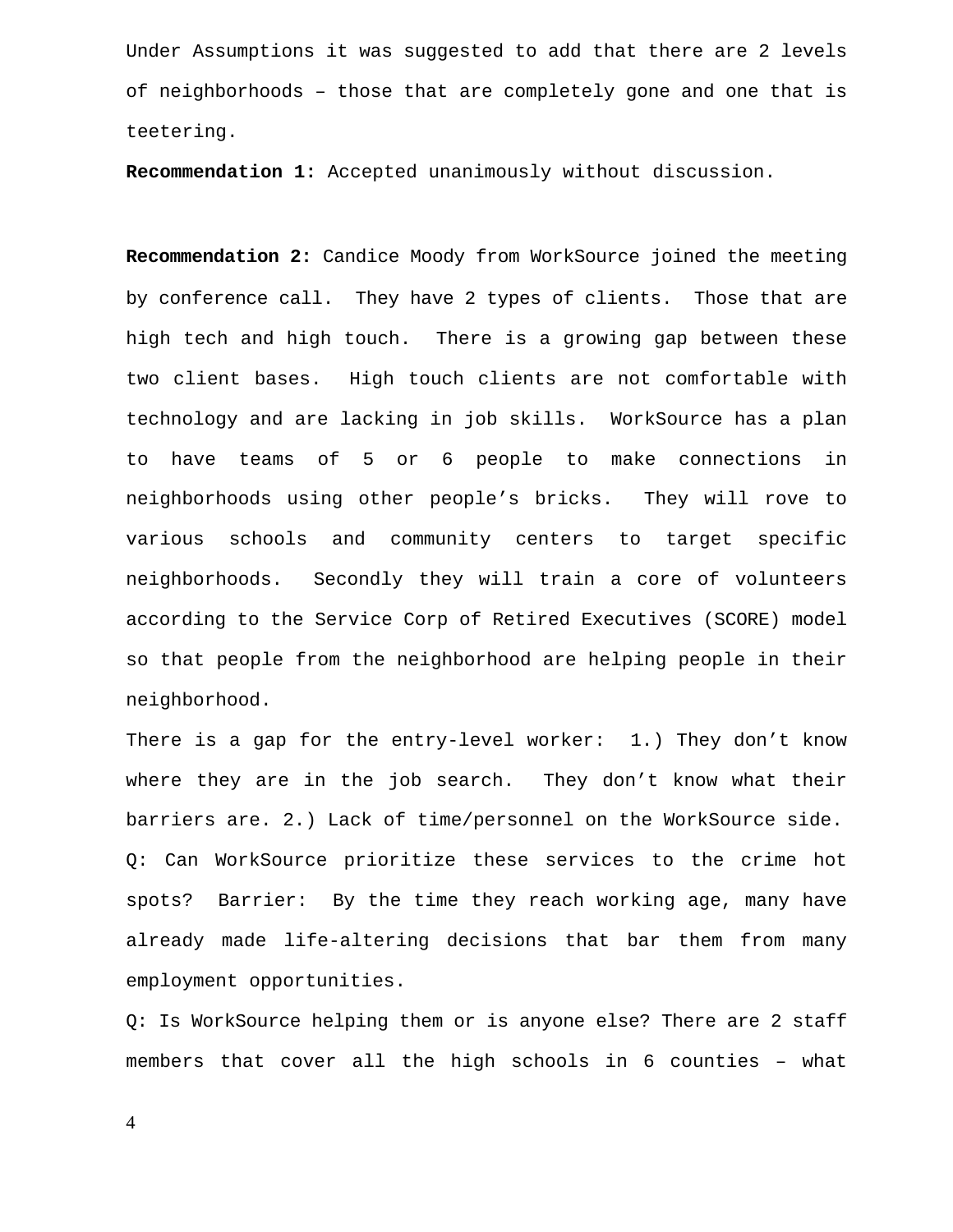Under Assumptions it was suggested to add that there are 2 levels of neighborhoods – those that are completely gone and one that is teetering.

**Recommendation 1:** Accepted unanimously without discussion.

**Recommendation 2:** Candice Moody from WorkSource joined the meeting by conference call. They have 2 types of clients. Those that are high tech and high touch. There is a growing gap between these two client bases. High touch clients are not comfortable with technology and are lacking in job skills. WorkSource has a plan to have teams of 5 or 6 people to make connections in neighborhoods using other people's bricks. They will rove to various schools and community centers to target specific neighborhoods. Secondly they will train a core of volunteers according to the Service Corp of Retired Executives (SCORE) model so that people from the neighborhood are helping people in their neighborhood.

There is a gap for the entry-level worker: 1.) They don't know where they are in the job search. They don't know what their barriers are. 2.) Lack of time/personnel on the WorkSource side.

Q: Can WorkSource prioritize these services to the crime hot spots? Barrier: By the time they reach working age, many have already made life-altering decisions that bar them from many employment opportunities.

Q: Is WorkSource helping them or is anyone else? There are 2 staff members that cover all the high schools in 6 counties – what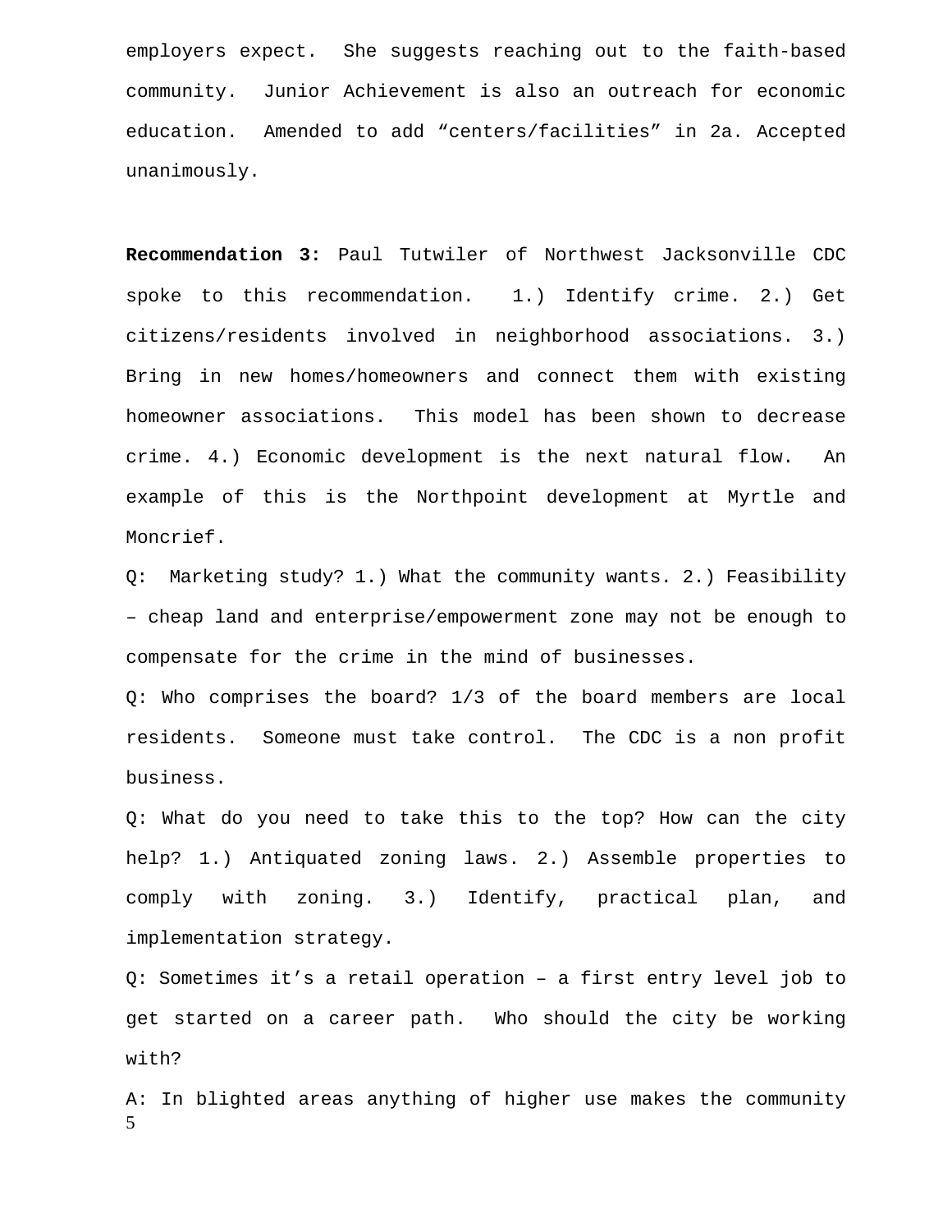employers expect. She suggests reaching out to the faith-based community. Junior Achievement is also an outreach for economic education. Amended to add “centers/facilities” in 2a. Accepted unanimously.

**Recommendation 3:** Paul Tutwiler of Northwest Jacksonville CDC spoke to this recommendation. 1.) Identify crime. 2.) Get citizens/residents involved in neighborhood associations. 3.) Bring in new homes/homeowners and connect them with existing homeowner associations. This model has been shown to decrease crime. 4.) Economic development is the next natural flow. An example of this is the Northpoint development at Myrtle and Moncrief.

Q: Marketing study? 1.) What the community wants. 2.) Feasibility – cheap land and enterprise/empowerment zone may not be enough to compensate for the crime in the mind of businesses.

Q: Who comprises the board? 1/3 of the board members are local residents. Someone must take control. The CDC is a non profit business.

Q: What do you need to take this to the top? How can the city help? 1.) Antiquated zoning laws. 2.) Assemble properties to comply with zoning. 3.) Identify, practical plan, and implementation strategy.

Q: Sometimes it’s a retail operation – a first entry level job to get started on a career path. Who should the city be working with?

A: In blighted areas anything of higher use makes the community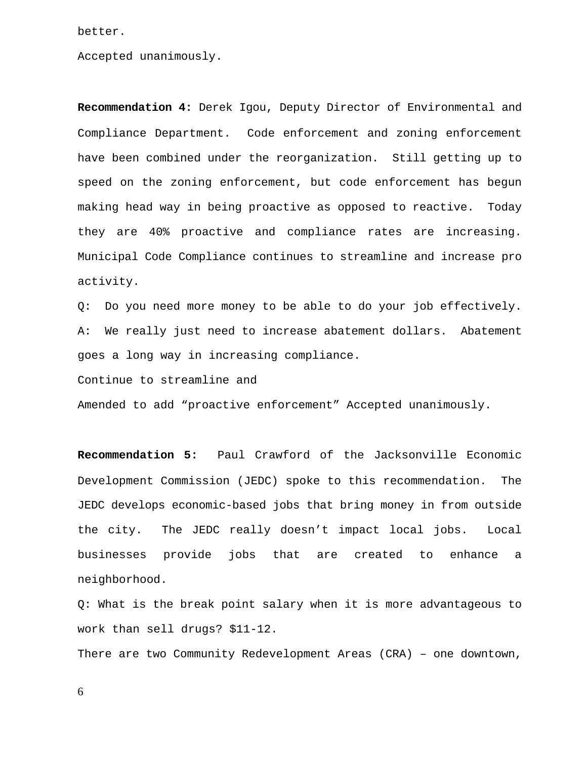better.

Accepted unanimously.

**Recommendation 4:** Derek Igou, Deputy Director of Environmental and Compliance Department. Code enforcement and zoning enforcement have been combined under the reorganization. Still getting up to speed on the zoning enforcement, but code enforcement has begun making head way in being proactive as opposed to reactive. Today they are 40% proactive and compliance rates are increasing. Municipal Code Compliance continues to streamline and increase pro activity.

Q: Do you need more money to be able to do your job effectively.

A: We really just need to increase abatement dollars. Abatement goes a long way in increasing compliance.

Continue to streamline and

Amended to add "proactive enforcement" Accepted unanimously.

**Recommendation 5:** Paul Crawford of the Jacksonville Economic Development Commission (JEDC) spoke to this recommendation. The JEDC develops economic-based jobs that bring money in from outside the city. The JEDC really doesn't impact local jobs. Local businesses provide jobs that are created to enhance a neighborhood.

Q: What is the break point salary when it is more advantageous to work than sell drugs? $11-12.

There are two Community Redevelopment Areas (CRA) – one downtown,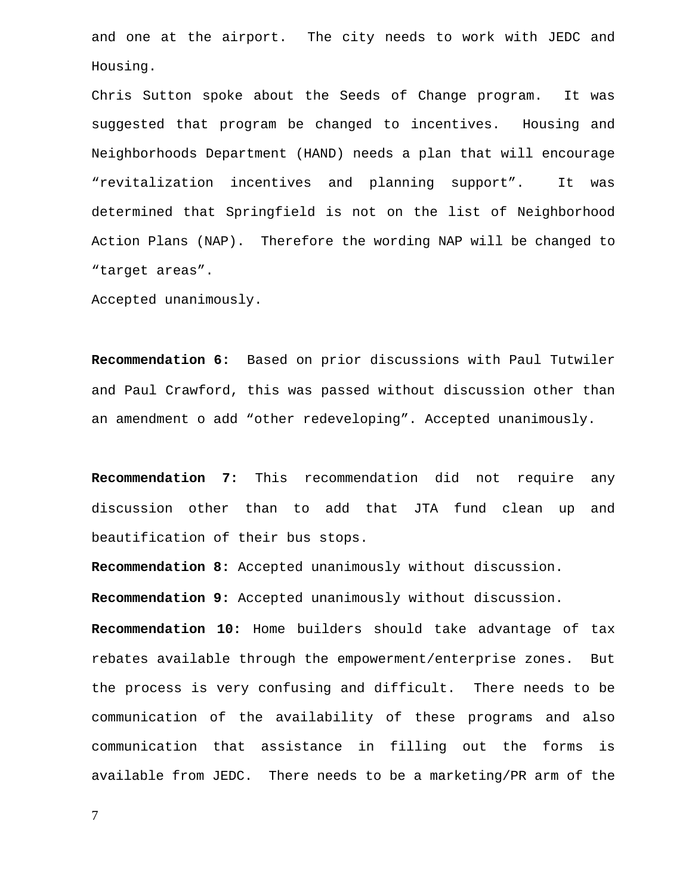and one at the airport. The city needs to work with JEDC and Housing.

Chris Sutton spoke about the Seeds of Change program. It was suggested that program be changed to incentives. Housing and Neighborhoods Department (HAND) needs a plan that will encourage “revitalization incentives and planning support”. It was determined that Springfield is not on the list of Neighborhood Action Plans (NAP). Therefore the wording NAP will be changed to “target areas”.

Accepted unanimously.

**Recommendation 6:** Based on prior discussions with Paul Tutwiler and Paul Crawford, this was passed without discussion other than an amendment o add “other redeveloping”. Accepted unanimously.

**Recommendation 7:** This recommendation did not require any discussion other than to add that JTA fund clean up and beautification of their bus stops.

**Recommendation 8:** Accepted unanimously without discussion.

**Recommendation 9:** Accepted unanimously without discussion.

**Recommendation 10:** Home builders should take advantage of tax rebates available through the empowerment/enterprise zones. But the process is very confusing and difficult. There needs to be communication of the availability of these programs and also communication that assistance in filling out the forms is available from JEDC. There needs to be a marketing/PR arm of the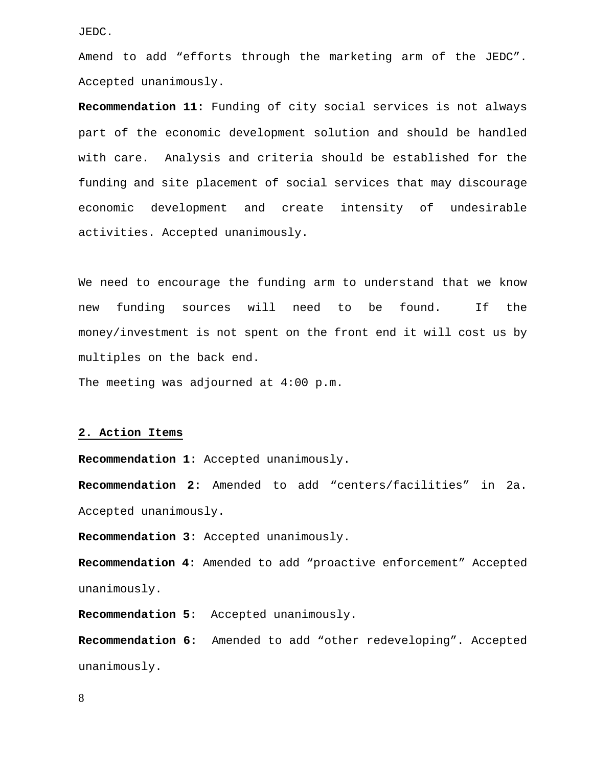JEDC.

Amend to add “efforts through the marketing arm of the JEDC”. Accepted unanimously.

**Recommendation 11:** Funding of city social services is not always part of the economic development solution and should be handled with care. Analysis and criteria should be established for the funding and site placement of social services that may discourage economic development and create intensity of undesirable activities. Accepted unanimously.

We need to encourage the funding arm to understand that we know new funding sources will need to be found. If the money/investment is not spent on the front end it will cost us by multiples on the back end.

The meeting was adjourned at 4:00 p.m.

## 2. Action Items

**Recommendation 1:** Accepted unanimously.

**Recommendation 2:** Amended to add “centers/facilities” in 2a. Accepted unanimously.

**Recommendation 3:** Accepted unanimously.

**Recommendation 4:** Amended to add “proactive enforcement” Accepted unanimously.

**Recommendation 5:** Accepted unanimously.

**Recommendation 6:** Amended to add “other redeveloping”. Accepted unanimously.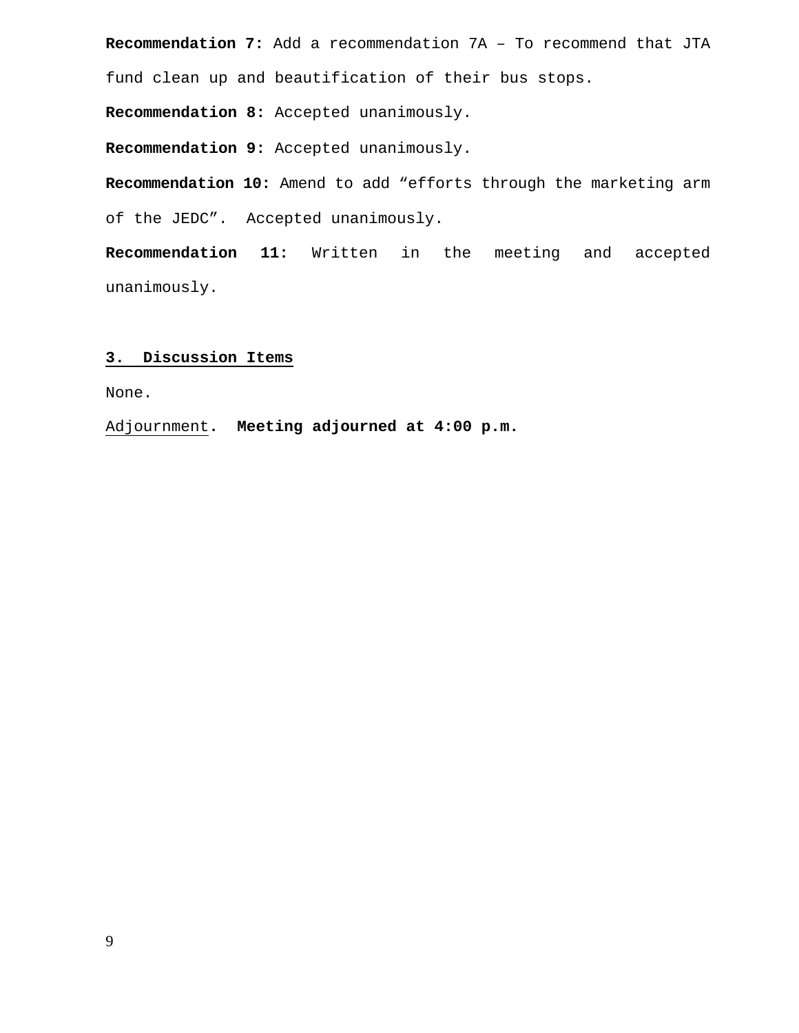**Recommendation 7:** Add a recommendation 7A – To recommend that JTA fund clean up and beautification of their bus stops.

**Recommendation 8:** Accepted unanimously.

**Recommendation 9:** Accepted unanimously.

**Recommendation 10:** Amend to add "efforts through the marketing arm of the JEDC". Accepted unanimously.

**Recommendation 11:** Written in the meeting and accepted unanimously.

## 3. Discussion Items

None.

Adjournment. **Meeting adjourned at 4:00 p.m.**